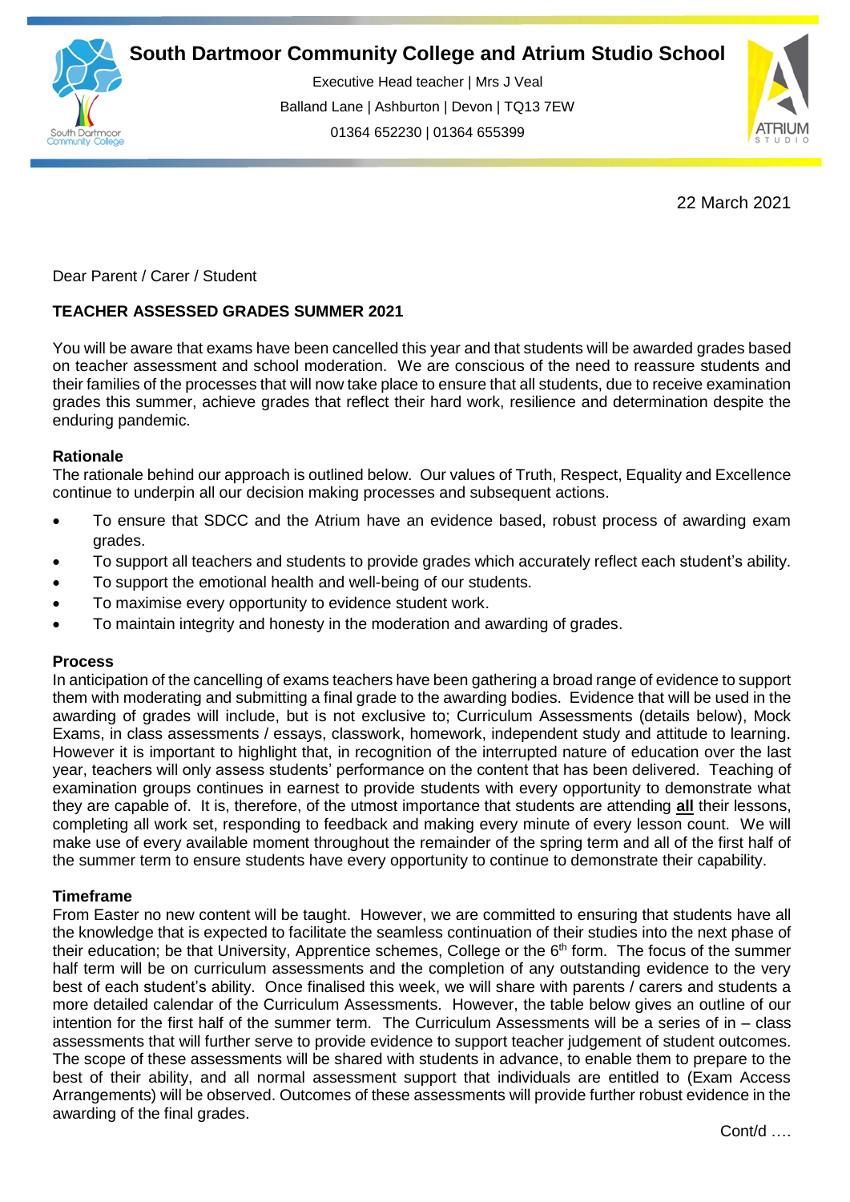# South Dartmoor Community College and Atrium Studio School

Executive Head teacher | Mrs J Veal
Balland Lane | Ashburton | Devon | TQ13 7EW
01364 652230 | 01364 655399

22 March 2021

Dear Parent / Carer / Student

**TEACHER ASSESSED GRADES SUMMER 2021**

You will be aware that exams have been cancelled this year and that students will be awarded grades based on teacher assessment and school moderation. We are conscious of the need to reassure students and their families of the processes that will now take place to ensure that all students, due to receive examination grades this summer, achieve grades that reflect their hard work, resilience and determination despite the enduring pandemic.

**Rationale**

The rationale behind our approach is outlined below. Our values of Truth, Respect, Equality and Excellence continue to underpin all our decision making processes and subsequent actions.

- To ensure that SDCC and the Atrium have an evidence based, robust process of awarding exam grades.
- To support all teachers and students to provide grades which accurately reflect each student's ability.
- To support the emotional health and well-being of our students.
- To maximise every opportunity to evidence student work.
- To maintain integrity and honesty in the moderation and awarding of grades.

**Process**

In anticipation of the cancelling of exams teachers have been gathering a broad range of evidence to support them with moderating and submitting a final grade to the awarding bodies. Evidence that will be used in the awarding of grades will include, but is not exclusive to; Curriculum Assessments (details below), Mock Exams, in class assessments / essays, classwork, homework, independent study and attitude to learning. However it is important to highlight that, in recognition of the interrupted nature of education over the last year, teachers will only assess students' performance on the content that has been delivered. Teaching of examination groups continues in earnest to provide students with every opportunity to demonstrate what they are capable of. It is, therefore, of the utmost importance that students are attending **all** their lessons, completing all work set, responding to feedback and making every minute of every lesson count. We will make use of every available moment throughout the remainder of the spring term and all of the first half of the summer term to ensure students have every opportunity to continue to demonstrate their capability.

**Timeframe**

From Easter no new content will be taught. However, we are committed to ensuring that students have all the knowledge that is expected to facilitate the seamless continuation of their studies into the next phase of their education; be that University, Apprentice schemes, College or the 6th form. The focus of the summer half term will be on curriculum assessments and the completion of any outstanding evidence to the very best of each student's ability. Once finalised this week, we will share with parents / carers and students a more detailed calendar of the Curriculum Assessments. However, the table below gives an outline of our intention for the first half of the summer term. The Curriculum Assessments will be a series of in – class assessments that will further serve to provide evidence to support teacher judgement of student outcomes. The scope of these assessments will be shared with students in advance, to enable them to prepare to the best of their ability, and all normal assessment support that individuals are entitled to (Exam Access Arrangements) will be observed. Outcomes of these assessments will provide further robust evidence in the awarding of the final grades.

Cont/d ….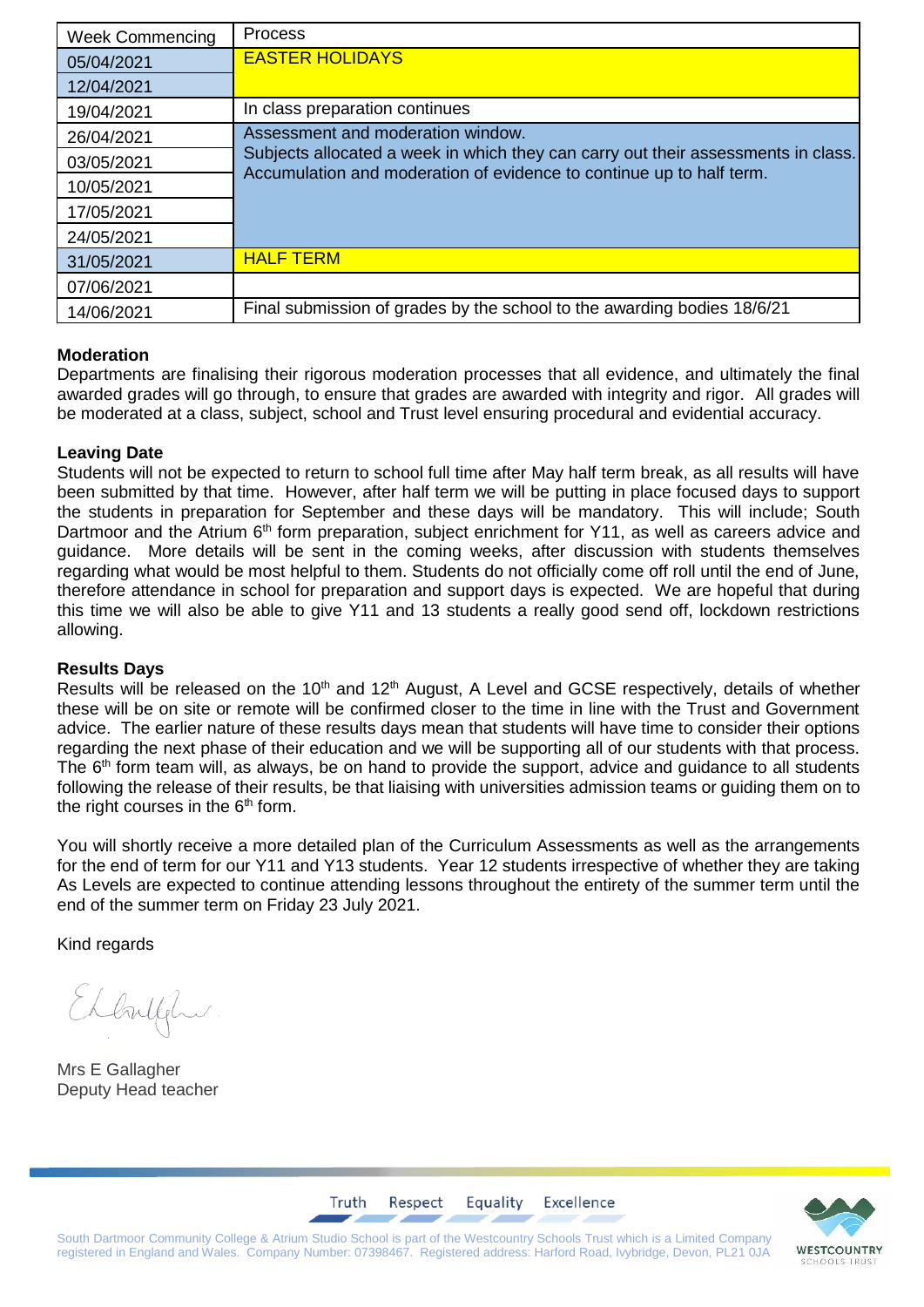| Week Commencing | Process |
|---|---|
| 05/04/2021 | EASTER HOLIDAYS |
| 12/04/2021 | |
| 19/04/2021 | In class preparation continues |
| 26/04/2021 | Assessment and moderation window. Subjects allocated a week in which they can carry out their assessments in class. Accumulation and moderation of evidence to continue up to half term. |
| 03/05/2021 | |
| 10/05/2021 | |
| 17/05/2021 | |
| 24/05/2021 | |
| 31/05/2021 | HALF TERM |
| 07/06/2021 | |
| 14/06/2021 | Final submission of grades by the school to the awarding bodies 18/6/21 |

**Moderation**

Departments are finalising their rigorous moderation processes that all evidence, and ultimately the final awarded grades will go through, to ensure that grades are awarded with integrity and rigor. All grades will be moderated at a class, subject, school and Trust level ensuring procedural and evidential accuracy.

**Leaving Date**

Students will not be expected to return to school full time after May half term break, as all results will have been submitted by that time. However, after half term we will be putting in place focused days to support the students in preparation for September and these days will be mandatory. This will include; South Dartmoor and the Atrium 6th form preparation, subject enrichment for Y11, as well as careers advice and guidance. More details will be sent in the coming weeks, after discussion with students themselves regarding what would be most helpful to them. Students do not officially come off roll until the end of June, therefore attendance in school for preparation and support days is expected. We are hopeful that during this time we will also be able to give Y11 and 13 students a really good send off, lockdown restrictions allowing.

**Results Days**

Results will be released on the 10th and 12th August, A Level and GCSE respectively, details of whether these will be on site or remote will be confirmed closer to the time in line with the Trust and Government advice. The earlier nature of these results days mean that students will have time to consider their options regarding the next phase of their education and we will be supporting all of our students with that process. The 6th form team will, as always, be on hand to provide the support, advice and guidance to all students following the release of their results, be that liaising with universities admission teams or guiding them on to the right courses in the 6th form.

You will shortly receive a more detailed plan of the Curriculum Assessments as well as the arrangements for the end of term for our Y11 and Y13 students. Year 12 students irrespective of whether they are taking As Levels are expected to continue attending lessons throughout the entirety of the summer term until the end of the summer term on Friday 23 July 2021.

Kind regards

Mrs E Gallagher
Deputy Head teacher

Truth Respect Equality Excellence

South Dartmoor Community College & Atrium Studio School is part of the Westcountry Schools Trust which is a Limited Company registered in England and Wales. Company Number: 07398467. Registered address: Harford Road, Ivybridge, Devon, PL21 0JA